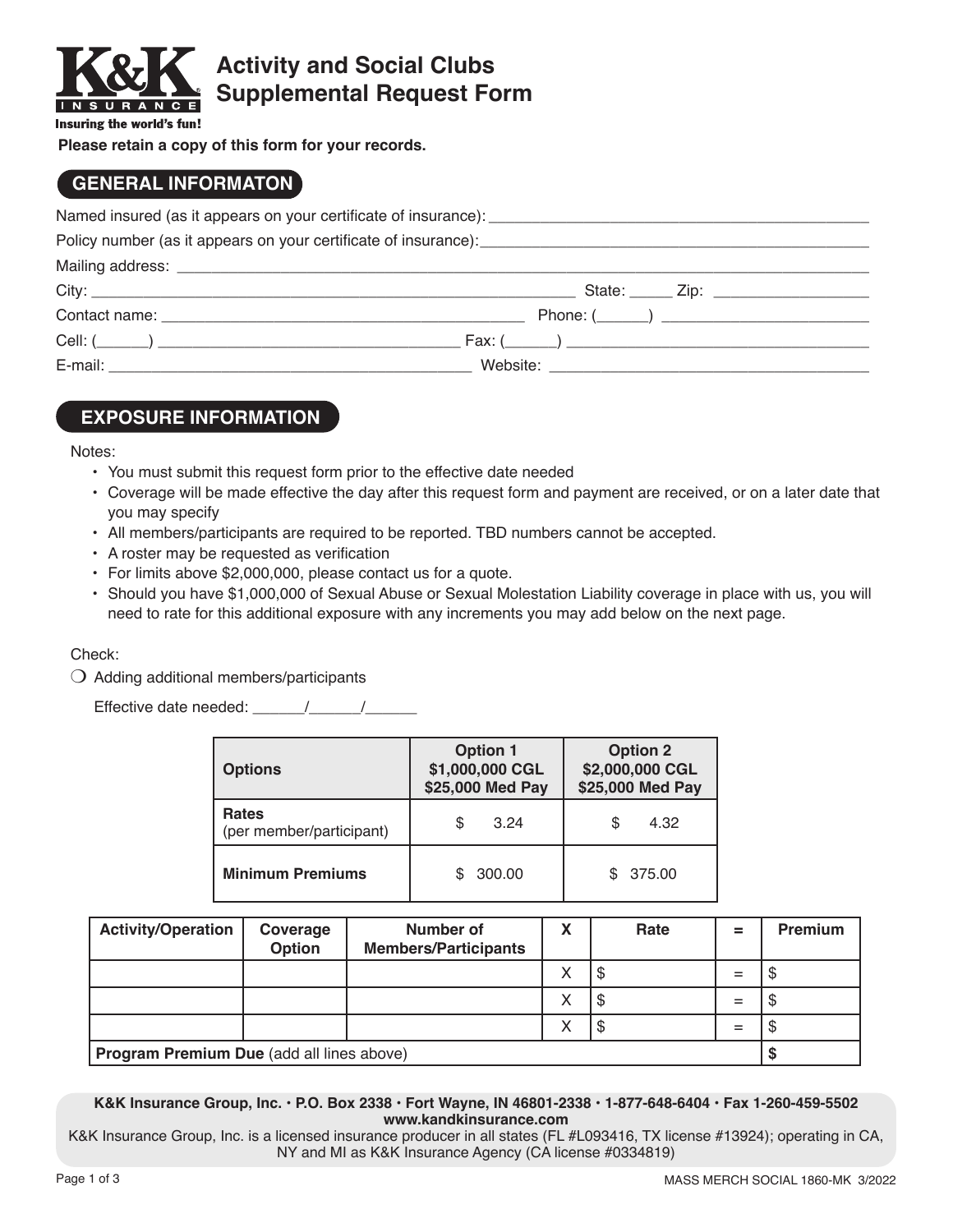K&K INSURANCE
Insuring the world's fun!

# Activity and Social Clubs Supplemental Request Form

**Please retain a copy of this form for your records.**

## GENERAL INFORMATON

Named insured (as it appears on your certificate of insurance): ______________________________

Policy number (as it appears on your certificate of insurance): ______________________________

Mailing address: ______________________________

City: ______________________________ State: _____ Zip: ______________

Contact name: ______________________________ Phone: (______) ______________

Cell: (______) ______________________ Fax: (______) ______________________

E-mail: ______________________________ Website: ______________________________

## EXPOSURE INFORMATION

Notes:

- You must submit this request form prior to the effective date needed
- Coverage will be made effective the day after this request form and payment are received, or on a later date that you may specify
- All members/participants are required to be reported. TBD numbers cannot be accepted.
- A roster may be requested as verification
- For limits above $2,000,000, please contact us for a quote.
- Should you have $1,000,000 of Sexual Abuse or Sexual Molestation Liability coverage in place with us, you will need to rate for this additional exposure with any increments you may add below on the next page.

Check:

❍ Adding additional members/participants

Effective date needed: ______/______/______

| Options | Option 1 $1,000,000 CGL $25,000 Med Pay | Option 2 $2,000,000 CGL $25,000 Med Pay |
|---|---|---|
| **Rates** (per member/participant) | $ 3.24 | $ 4.32 |
| **Minimum Premiums** | $ 300.00 | $ 375.00 |

| Activity/Operation | Coverage Option | Number of Members/Participants | X | Rate | = | Premium |
|---|---|---|---|---|---|---|
| | | | X | $ | = | $ |
| | | | X | $ | = | $ |
| | | | X | $ | = | $ |
| **Program Premium Due** (add all lines above) | | | | | | $ |

**K&K Insurance Group, Inc. • P.O. Box 2338 • Fort Wayne, IN 46801-2338 • 1-877-648-6404 • Fax 1-260-459-5502**
**www.kandkinsurance.com**
K&K Insurance Group, Inc. is a licensed insurance producer in all states (FL #L093416, TX license #13924); operating in CA, NY and MI as K&K Insurance Agency (CA license #0334819)

MASS MERCH SOCIAL 1860-MK 3/2022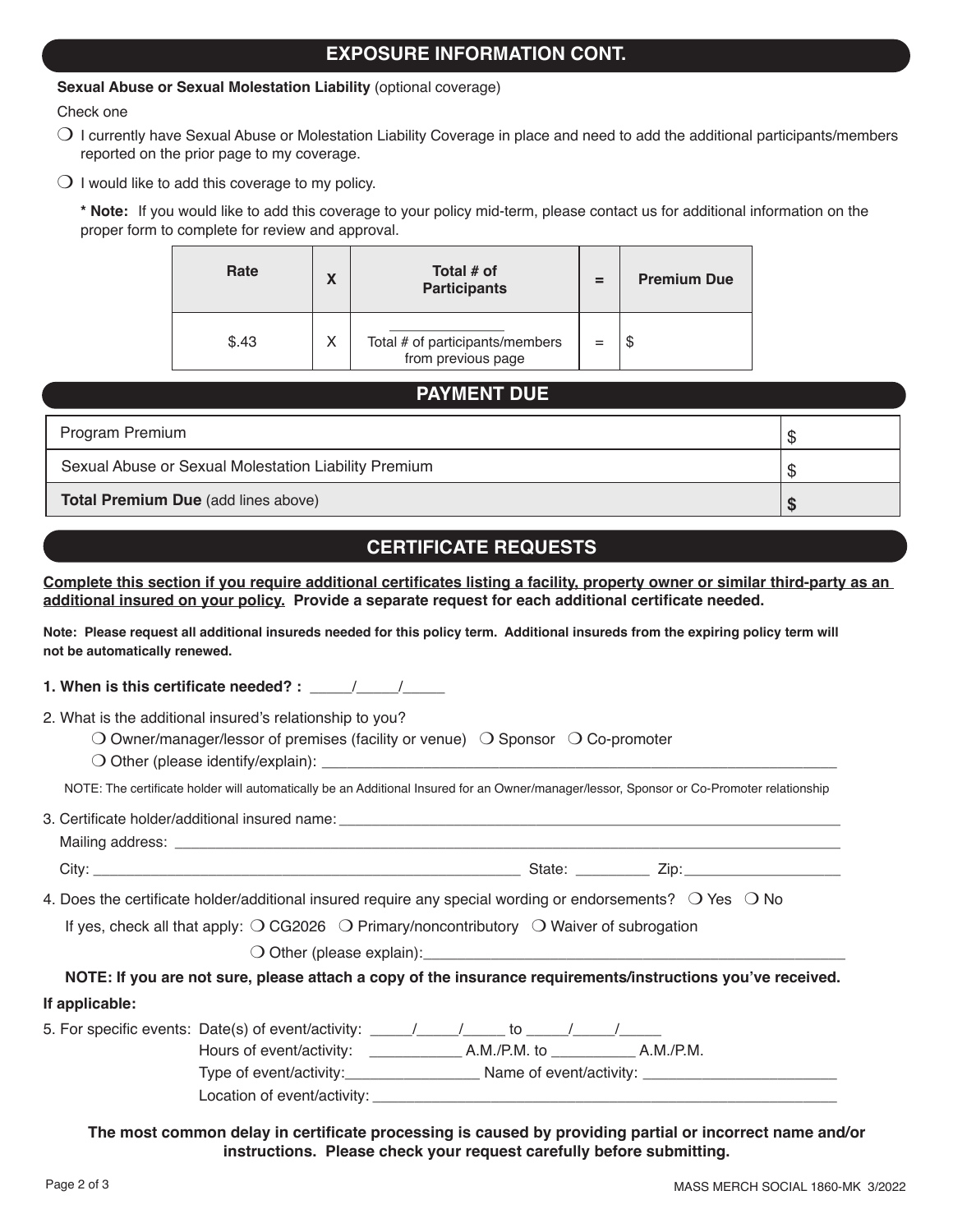## EXPOSURE INFORMATION CONT.

**Sexual Abuse or Sexual Molestation Liability** (optional coverage)

Check one

❍ I currently have Sexual Abuse or Molestation Liability Coverage in place and need to add the additional participants/members reported on the prior page to my coverage.

❍ I would like to add this coverage to my policy.

**\* Note:** If you would like to add this coverage to your policy mid-term, please contact us for additional information on the proper form to complete for review and approval.

| Rate | X | Total # of Participants | = | Premium Due |
|---|---|---|---|---|
| $.43 | X | ______________ Total # of participants/members from previous page | = | $ |

## PAYMENT DUE

| | |
|---|---|
| Program Premium | $ |
| Sexual Abuse or Sexual Molestation Liability Premium | $ |
| **Total Premium Due** (add lines above) | **$** |

## CERTIFICATE REQUESTS

**Complete this section if you require additional certificates listing a facility, property owner or similar third-party as an additional insured on your policy. Provide a separate request for each additional certificate needed.**

**Note: Please request all additional insureds needed for this policy term. Additional insureds from the expiring policy term will not be automatically renewed.**

**1. When is this certificate needed? :** _____/_____/_____

2. What is the additional insured's relationship to you?

❍ Owner/manager/lessor of premises (facility or venue) ❍ Sponsor ❍ Co-promoter

❍ Other (please identify/explain): ______________________________

NOTE: The certificate holder will automatically be an Additional Insured for an Owner/manager/lessor, Sponsor or Co-Promoter relationship

3. Certificate holder/additional insured name: ______________________________

Mailing address: ______________________________

City: ______________________________ State: _________ Zip: __________________

4. Does the certificate holder/additional insured require any special wording or endorsements? ❍ Yes ❍ No

If yes, check all that apply: ❍ CG2026 ❍ Primary/noncontributory ❍ Waiver of subrogation

❍ Other (please explain): ______________________________

**NOTE: If you are not sure, please attach a copy of the insurance requirements/instructions you've received.**

**If applicable:**

5. For specific events: Date(s) of event/activity: _____/_____/_____ to _____/_____/_____

Hours of event/activity: ___________ A.M./P.M. to __________ A.M./P.M.

Type of event/activity: ________________ Name of event/activity: ________________________

Location of event/activity: ______________________________

**The most common delay in certificate processing is caused by providing partial or incorrect name and/or instructions. Please check your request carefully before submitting.**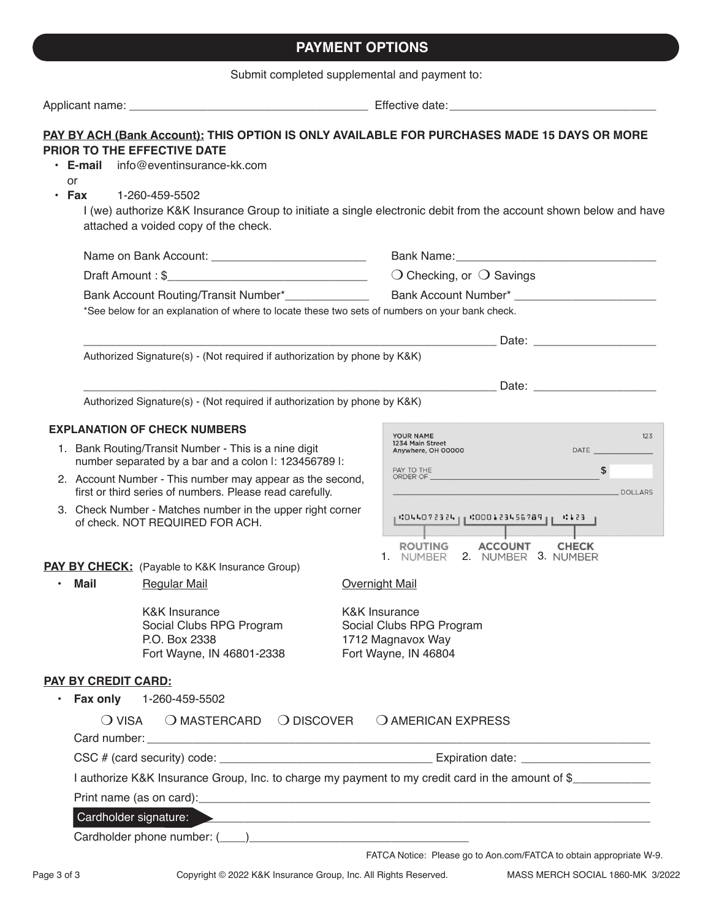## PAYMENT OPTIONS

Submit completed supplemental and payment to:

Applicant name: ______________________________________ Effective date: ________________________________

**PAY BY ACH (Bank Account): THIS OPTION IS ONLY AVAILABLE FOR PURCHASES MADE 15 DAYS OR MORE PRIOR TO THE EFFECTIVE DATE**

- **E-mail** info@eventinsurance-kk.com

  or

- **Fax** 1-260-459-5502

  I (we) authorize K&K Insurance Group to initiate a single electronic debit from the account shown below and have attached a voided copy of the check.

  Name on Bank Account: ________________________ Bank Name: ________________________________

  Draft Amount : $________________________________ ❍ Checking, or ❍ Savings

  Bank Account Routing/Transit Number*_____________ Bank Account Number* ______________________

  *See below for an explanation of where to locate these two sets of numbers on your bank check.

  __________________________________________________________________ Date: ___________________

  Authorized Signature(s) - (Not required if authorization by phone by K&K)

  __________________________________________________________________ Date: ___________________

  Authorized Signature(s) - (Not required if authorization by phone by K&K)

**EXPLANATION OF CHECK NUMBERS**

1. Bank Routing/Transit Number - This is a nine digit number separated by a bar and a colon I: 123456789 I:
2. Account Number - This number may appear as the second, first or third series of numbers. Please read carefully.
3. Check Number - Matches number in the upper right corner of check. NOT REQUIRED FOR ACH.

YOUR NAME
1234 Main Street
Anywhere, OH 00000

123

DATE

PAY TO THE ORDER OF

$

DOLLARS

1. ROUTING NUMBER 2. ACCOUNT NUMBER 3. CHECK NUMBER

**PAY BY CHECK:** (Payable to K&K Insurance Group)

- **Mail**

| Regular Mail | Overnight Mail |
|---|---|
| K&K Insurance<br>Social Clubs RPG Program<br>P.O. Box 2338<br>Fort Wayne, IN 46801-2338 | K&K Insurance<br>Social Clubs RPG Program<br>1712 Magnavox Way<br>Fort Wayne, IN 46804 |

**PAY BY CREDIT CARD:**

- **Fax only** 1-260-459-5502

  ❍ VISA ❍ MASTERCARD ❍ DISCOVER ❍ AMERICAN EXPRESS

  Card number: ____________________________________________________________________________

  CSC # (card security) code: __________________________________ Expiration date: ____________________

  I authorize K&K Insurance Group, Inc. to charge my payment to my credit card in the amount of $____________

  Print name (as on card): _______________________________________________________________________

  Cardholder signature: __________________________________________________________________________

  Cardholder phone number: (____)__________________________________

FATCA Notice: Please go to Aon.com/FATCA to obtain appropriate W-9.

Copyright © 2022 K&K Insurance Group, Inc. All Rights Reserved. MASS MERCH SOCIAL 1860-MK 3/2022